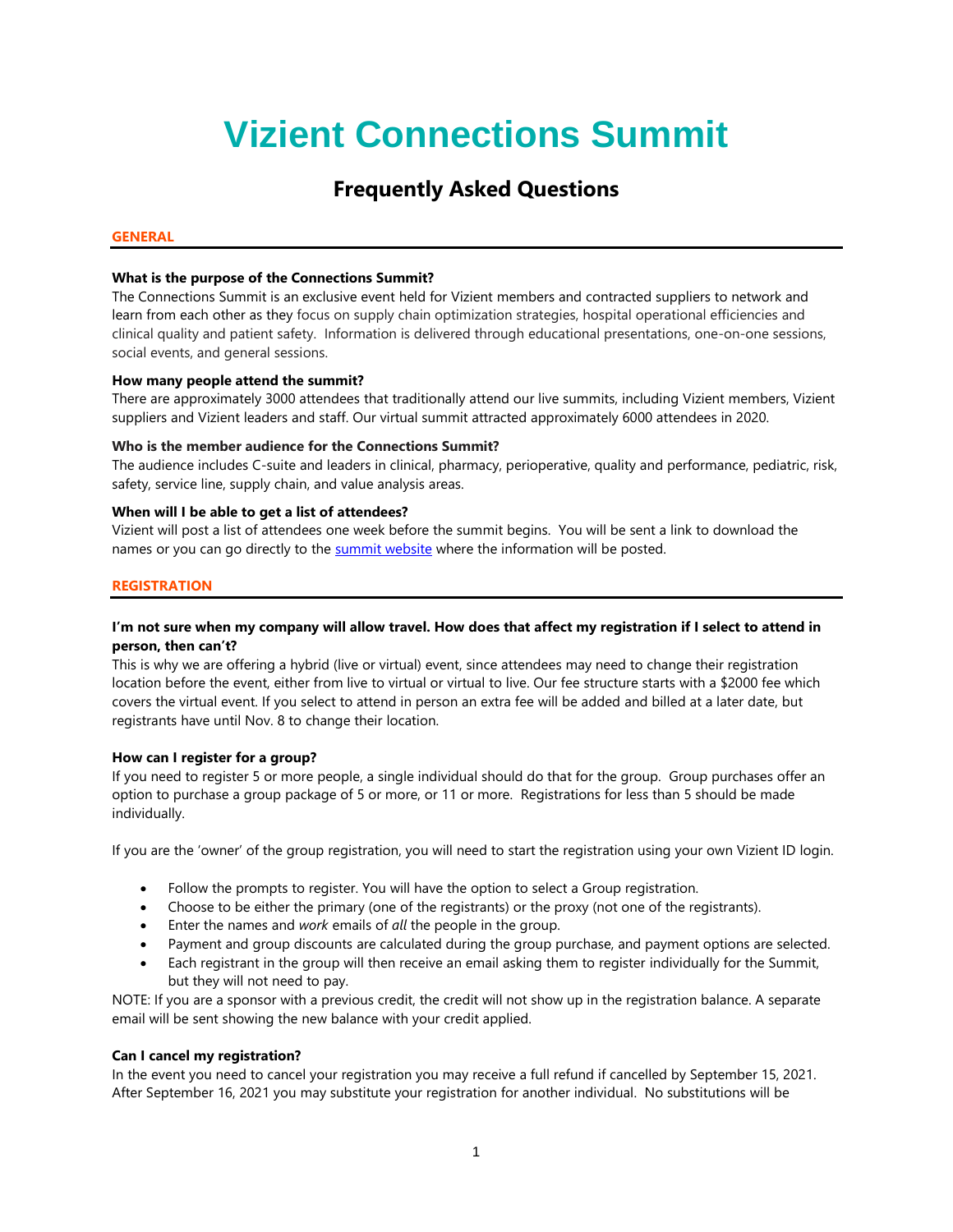# Vizient Connections Summit

## Frequently Asked Questions

### GENERAL

**What is the purpose of the Connections Summit?**
The Connections Summit is an exclusive event held for Vizient members and contracted suppliers to network and learn from each other as they focus on supply chain optimization strategies, hospital operational efficiencies and clinical quality and patient safety. Information is delivered through educational presentations, one-on-one sessions, social events, and general sessions.

**How many people attend the summit?**
There are approximately 3000 attendees that traditionally attend our live summits, including Vizient members, Vizient suppliers and Vizient leaders and staff. Our virtual summit attracted approximately 6000 attendees in 2020.

**Who is the member audience for the Connections Summit?**
The audience includes C-suite and leaders in clinical, pharmacy, perioperative, quality and performance, pediatric, risk, safety, service line, supply chain, and value analysis areas.

**When will I be able to get a list of attendees?**
Vizient will post a list of attendees one week before the summit begins. You will be sent a link to download the names or you can go directly to the summit website where the information will be posted.

### REGISTRATION

**I'm not sure when my company will allow travel. How does that affect my registration if I select to attend in person, then can't?**
This is why we are offering a hybrid (live or virtual) event, since attendees may need to change their registration location before the event, either from live to virtual or virtual to live. Our fee structure starts with a $2000 fee which covers the virtual event. If you select to attend in person an extra fee will be added and billed at a later date, but registrants have until Nov. 8 to change their location.

**How can I register for a group?**
If you need to register 5 or more people, a single individual should do that for the group. Group purchases offer an option to purchase a group package of 5 or more, or 11 or more. Registrations for less than 5 should be made individually.

If you are the 'owner' of the group registration, you will need to start the registration using your own Vizient ID login.

- Follow the prompts to register. You will have the option to select a Group registration.
- Choose to be either the primary (one of the registrants) or the proxy (not one of the registrants).
- Enter the names and *work* emails of *all* the people in the group.
- Payment and group discounts are calculated during the group purchase, and payment options are selected.
- Each registrant in the group will then receive an email asking them to register individually for the Summit, but they will not need to pay.

NOTE: If you are a sponsor with a previous credit, the credit will not show up in the registration balance. A separate email will be sent showing the new balance with your credit applied.

**Can I cancel my registration?**
In the event you need to cancel your registration you may receive a full refund if cancelled by September 15, 2021. After September 16, 2021 you may substitute your registration for another individual. No substitutions will be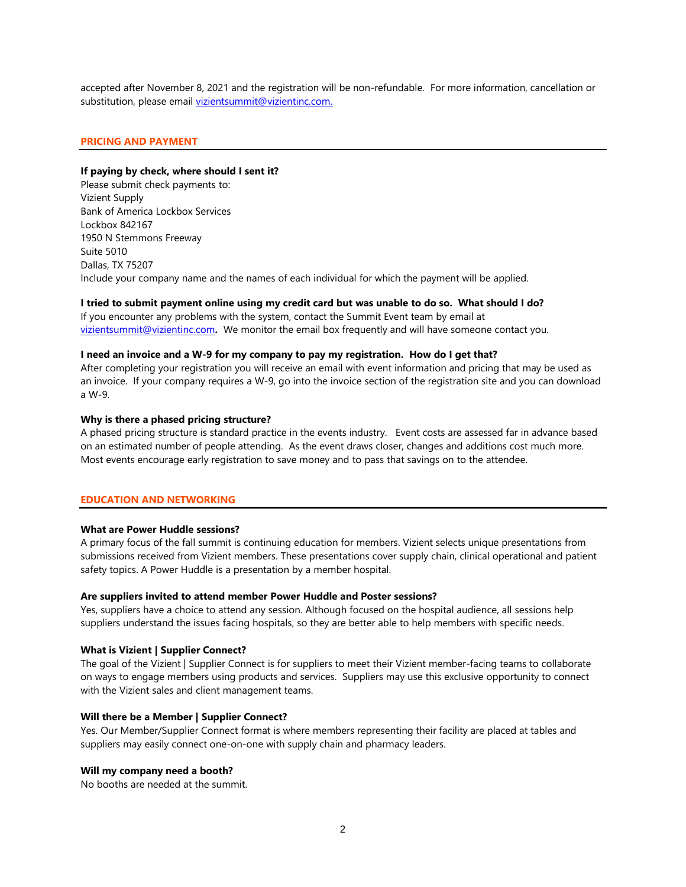accepted after November 8, 2021 and the registration will be non-refundable. For more information, cancellation or substitution, please email [vizientsummit@vizientinc.com.](mailto:vizientsummit@vizientinc.com)

## PRICING AND PAYMENT

**If paying by check, where should I sent it?**
Please submit check payments to:
Vizient Supply
Bank of America Lockbox Services
Lockbox 842167
1950 N Stemmons Freeway
Suite 5010
Dallas, TX 75207
Include your company name and the names of each individual for which the payment will be applied.

**I tried to submit payment online using my credit card but was unable to do so. What should I do?**
If you encounter any problems with the system, contact the Summit Event team by email at [vizientsummit@vizientinc.com](mailto:vizientsummit@vizientinc.com)**.** We monitor the email box frequently and will have someone contact you.

**I need an invoice and a W-9 for my company to pay my registration. How do I get that?**
After completing your registration you will receive an email with event information and pricing that may be used as an invoice. If your company requires a W-9, go into the invoice section of the registration site and you can download a W-9.

**Why is there a phased pricing structure?**
A phased pricing structure is standard practice in the events industry. Event costs are assessed far in advance based on an estimated number of people attending. As the event draws closer, changes and additions cost much more. Most events encourage early registration to save money and to pass that savings on to the attendee.

## EDUCATION AND NETWORKING

**What are Power Huddle sessions?**
A primary focus of the fall summit is continuing education for members. Vizient selects unique presentations from submissions received from Vizient members. These presentations cover supply chain, clinical operational and patient safety topics. A Power Huddle is a presentation by a member hospital.

**Are suppliers invited to attend member Power Huddle and Poster sessions?**
Yes, suppliers have a choice to attend any session. Although focused on the hospital audience, all sessions help suppliers understand the issues facing hospitals, so they are better able to help members with specific needs.

**What is Vizient | Supplier Connect?**
The goal of the Vizient | Supplier Connect is for suppliers to meet their Vizient member-facing teams to collaborate on ways to engage members using products and services. Suppliers may use this exclusive opportunity to connect with the Vizient sales and client management teams.

**Will there be a Member | Supplier Connect?**
Yes. Our Member/Supplier Connect format is where members representing their facility are placed at tables and suppliers may easily connect one-on-one with supply chain and pharmacy leaders.

**Will my company need a booth?**
No booths are needed at the summit.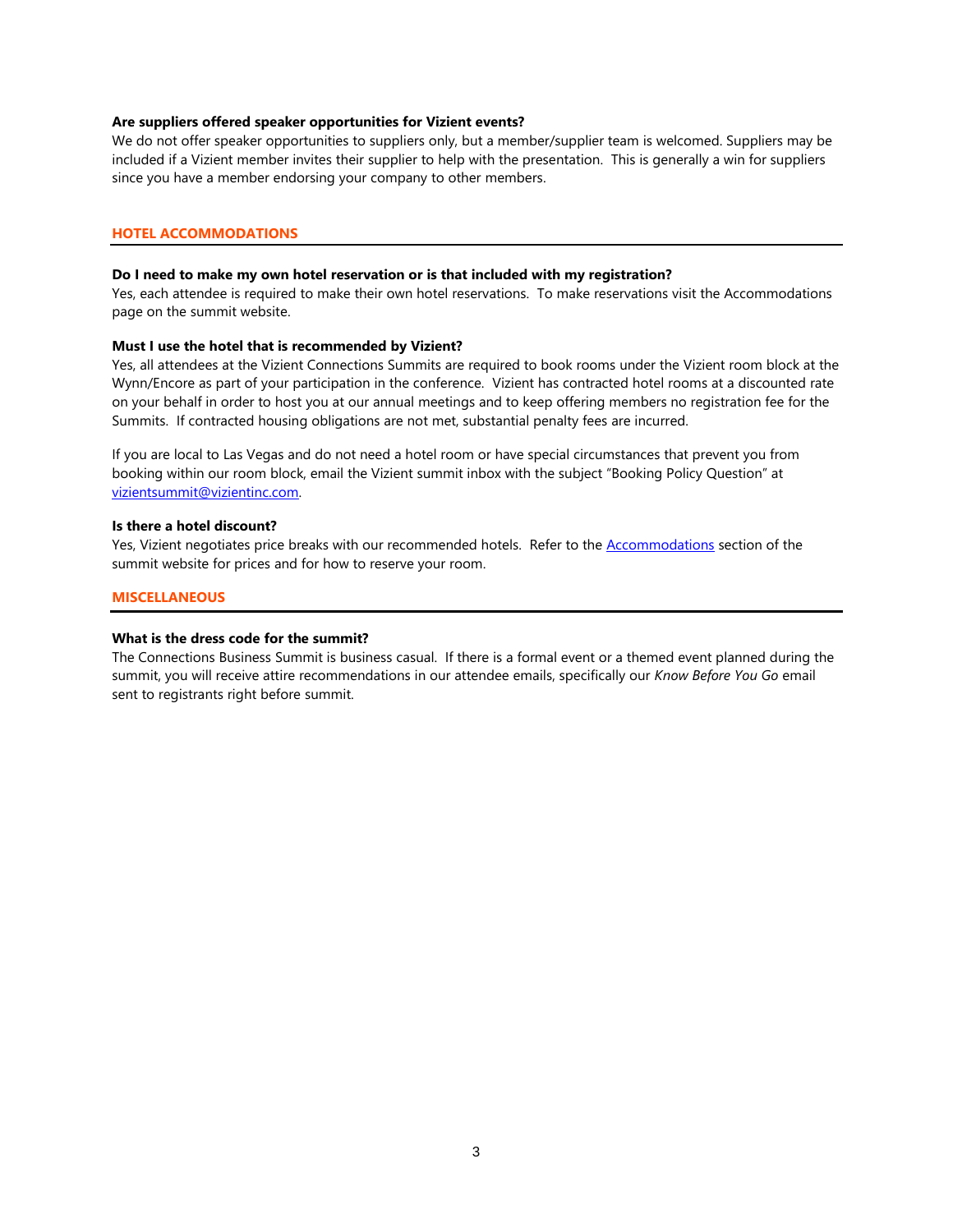**Are suppliers offered speaker opportunities for Vizient events?**
We do not offer speaker opportunities to suppliers only, but a member/supplier team is welcomed. Suppliers may be included if a Vizient member invites their supplier to help with the presentation. This is generally a win for suppliers since you have a member endorsing your company to other members.

## HOTEL ACCOMMODATIONS

**Do I need to make my own hotel reservation or is that included with my registration?**
Yes, each attendee is required to make their own hotel reservations. To make reservations visit the Accommodations page on the summit website.

**Must I use the hotel that is recommended by Vizient?**
Yes, all attendees at the Vizient Connections Summits are required to book rooms under the Vizient room block at the Wynn/Encore as part of your participation in the conference. Vizient has contracted hotel rooms at a discounted rate on your behalf in order to host you at our annual meetings and to keep offering members no registration fee for the Summits. If contracted housing obligations are not met, substantial penalty fees are incurred.

If you are local to Las Vegas and do not need a hotel room or have special circumstances that prevent you from booking within our room block, email the Vizient summit inbox with the subject "Booking Policy Question" at vizientsummit@vizientinc.com.

**Is there a hotel discount?**
Yes, Vizient negotiates price breaks with our recommended hotels. Refer to the Accommodations section of the summit website for prices and for how to reserve your room.

## MISCELLANEOUS

**What is the dress code for the summit?**
The Connections Business Summit is business casual. If there is a formal event or a themed event planned during the summit, you will receive attire recommendations in our attendee emails, specifically our *Know Before You Go* email sent to registrants right before summit.